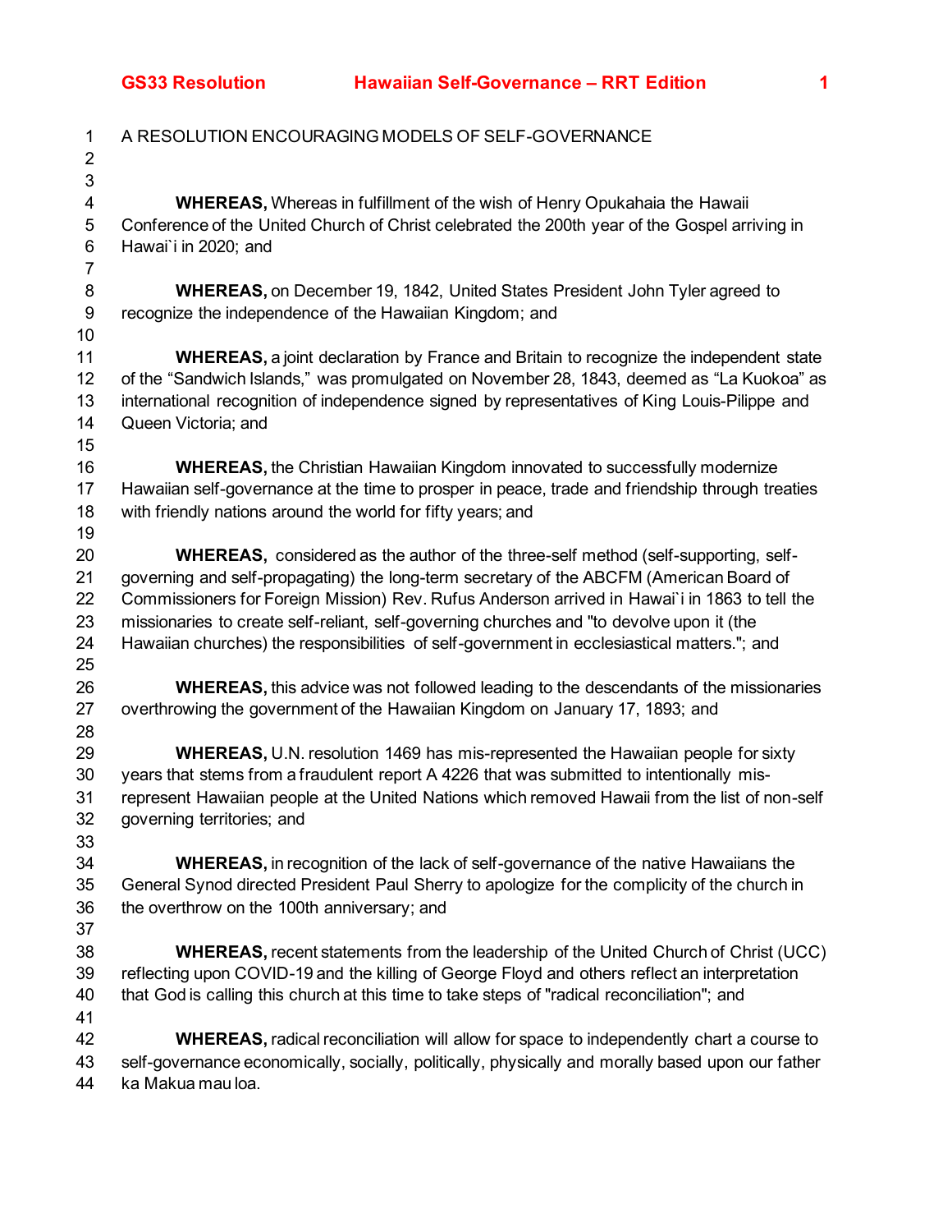A RESOLUTION ENCOURAGING MODELS OF SELF-GOVERNANCE

**WHEREAS,** Whereas in fulfillment of the wish of Henry Opukahaia the Hawaii Conference of the United Church of Christ celebrated the 200th year of the Gospel arriving in Hawai`i in 2020; and

**WHEREAS,** on December 19, 1842, United States President John Tyler agreed to recognize the independence of the Hawaiian Kingdom; and

**WHEREAS,** a joint declaration by France and Britain to recognize the independent state of the "Sandwich Islands," was promulgated on November 28, 1843, deemed as "La Kuokoa" as international recognition of independence signed by representatives of King Louis-Pilippe and Queen Victoria; and

**WHEREAS,** the Christian Hawaiian Kingdom innovated to successfully modernize Hawaiian self-governance at the time to prosper in peace, trade and friendship through treaties with friendly nations around the world for fifty years; and

**WHEREAS,** considered as the author of the three-self method (self-supporting, self-governing and self-propagating) the long-term secretary of the ABCFM (American Board of Commissioners for Foreign Mission) Rev. Rufus Anderson arrived in Hawai`i in 1863 to tell the missionaries to create self-reliant, self-governing churches and "to devolve upon it (the Hawaiian churches) the responsibilities of self-government in ecclesiastical matters."; and

**WHEREAS,** this advice was not followed leading to the descendants of the missionaries overthrowing the government of the Hawaiian Kingdom on January 17, 1893; and

**WHEREAS,** U.N. resolution 1469 has mis-represented the Hawaiian people for sixty years that stems from a fraudulent report A 4226 that was submitted to intentionally mis-represent Hawaiian people at the United Nations which removed Hawaii from the list of non-self governing territories; and

**WHEREAS,** in recognition of the lack of self-governance of the native Hawaiians the General Synod directed President Paul Sherry to apologize for the complicity of the church in the overthrow on the 100th anniversary; and

**WHEREAS,** recent statements from the leadership of the United Church of Christ (UCC) reflecting upon COVID-19 and the killing of George Floyd and others reflect an interpretation that God is calling this church at this time to take steps of "radical reconciliation"; and

**WHEREAS,** radical reconciliation will allow for space to independently chart a course to self-governance economically, socially, politically, physically and morally based upon our father ka Makua mau loa.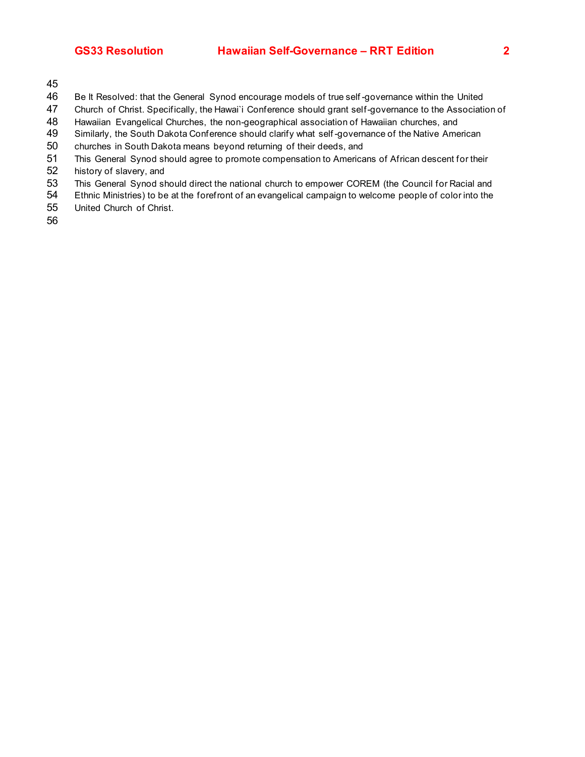Be It Resolved: that the General Synod encourage models of true self-governance within the United Church of Christ. Specifically, the Hawai`i Conference should grant self-governance to the Association of Hawaiian Evangelical Churches, the non-geographical association of Hawaiian churches, and

Similarly, the South Dakota Conference should clarify what self-governance of the Native American churches in South Dakota means beyond returning of their deeds, and

This General Synod should agree to promote compensation to Americans of African descent for their history of slavery, and

This General Synod should direct the national church to empower COREM (the Council for Racial and Ethnic Ministries) to be at the forefront of an evangelical campaign to welcome people of color into the United Church of Christ.